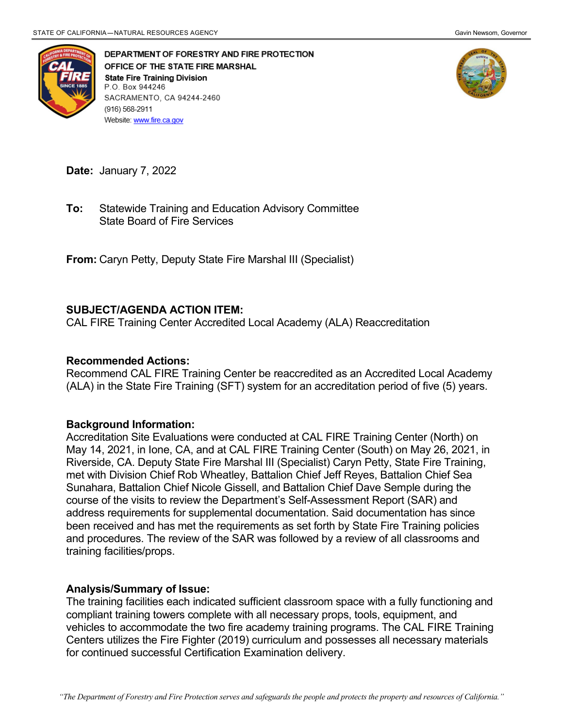STATE OF CALIFORNIA—NATURAL RESOURCES AGENCY

Gavin Newsom, Governor

**DEPARTMENT OF FORESTRY AND FIRE PROTECTION**
**OFFICE OF THE STATE FIRE MARSHAL**
**State Fire Training Division**
P.O. Box 944246
SACRAMENTO, CA 94244-2460
(916) 568-2911
Website: www.fire.ca.gov

**Date:** January 7, 2022

**To:** Statewide Training and Education Advisory Committee
State Board of Fire Services

**From:** Caryn Petty, Deputy State Fire Marshal III (Specialist)

**SUBJECT/AGENDA ACTION ITEM:**
CAL FIRE Training Center Accredited Local Academy (ALA) Reaccreditation

**Recommended Actions:**
Recommend CAL FIRE Training Center be reaccredited as an Accredited Local Academy (ALA) in the State Fire Training (SFT) system for an accreditation period of five (5) years.

**Background Information:**
Accreditation Site Evaluations were conducted at CAL FIRE Training Center (North) on May 14, 2021, in Ione, CA, and at CAL FIRE Training Center (South) on May 26, 2021, in Riverside, CA. Deputy State Fire Marshal III (Specialist) Caryn Petty, State Fire Training, met with Division Chief Rob Wheatley, Battalion Chief Jeff Reyes, Battalion Chief Sea Sunahara, Battalion Chief Nicole Gissell, and Battalion Chief Dave Semple during the course of the visits to review the Department's Self-Assessment Report (SAR) and address requirements for supplemental documentation. Said documentation has since been received and has met the requirements as set forth by State Fire Training policies and procedures. The review of the SAR was followed by a review of all classrooms and training facilities/props.

**Analysis/Summary of Issue:**
The training facilities each indicated sufficient classroom space with a fully functioning and compliant training towers complete with all necessary props, tools, equipment, and vehicles to accommodate the two fire academy training programs. The CAL FIRE Training Centers utilizes the Fire Fighter (2019) curriculum and possesses all necessary materials for continued successful Certification Examination delivery.

*"The Department of Forestry and Fire Protection serves and safeguards the people and protects the property and resources of California."*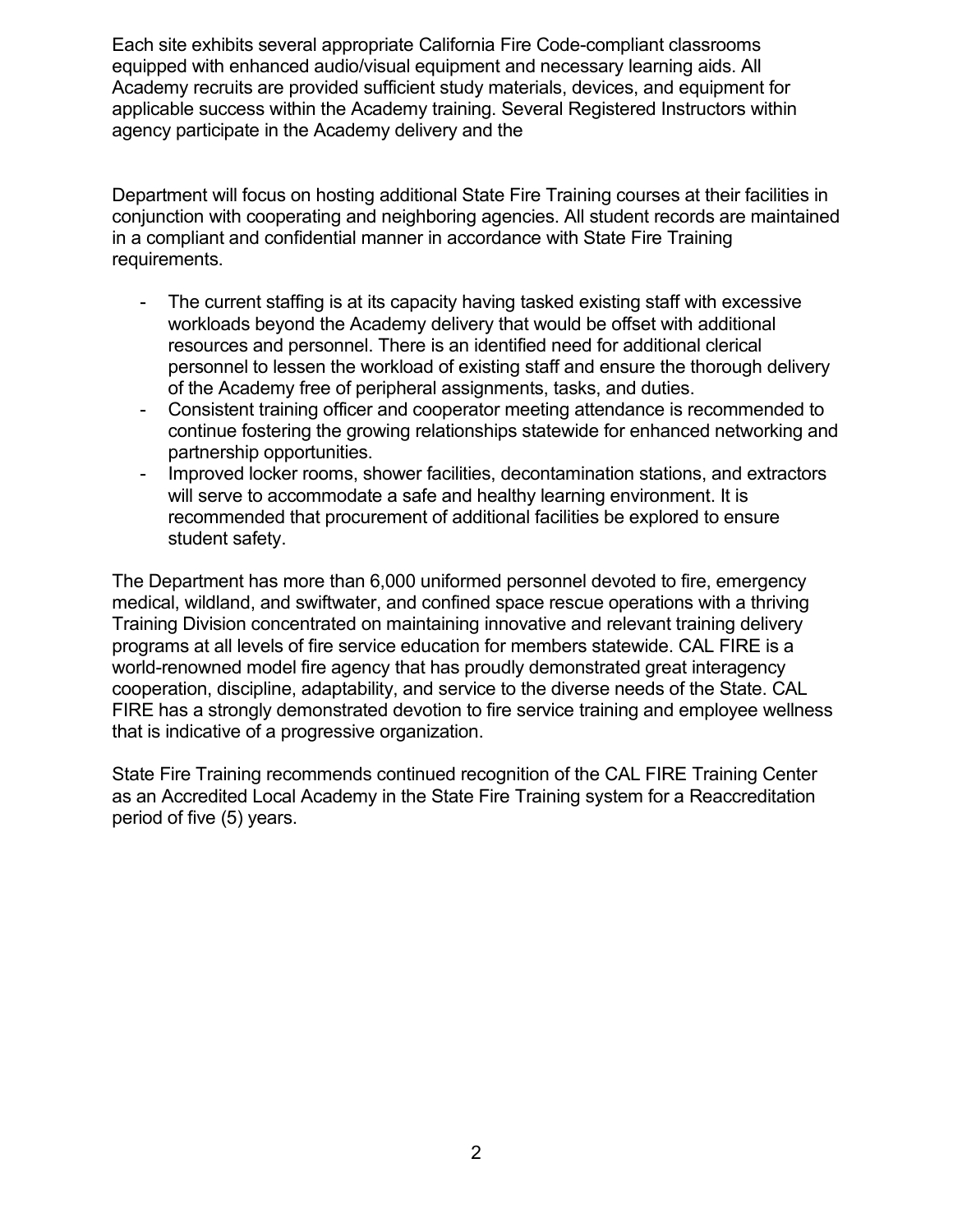Each site exhibits several appropriate California Fire Code-compliant classrooms equipped with enhanced audio/visual equipment and necessary learning aids. All Academy recruits are provided sufficient study materials, devices, and equipment for applicable success within the Academy training. Several Registered Instructors within agency participate in the Academy delivery and the

Department will focus on hosting additional State Fire Training courses at their facilities in conjunction with cooperating and neighboring agencies. All student records are maintained in a compliant and confidential manner in accordance with State Fire Training requirements.

- The current staffing is at its capacity having tasked existing staff with excessive workloads beyond the Academy delivery that would be offset with additional resources and personnel. There is an identified need for additional clerical personnel to lessen the workload of existing staff and ensure the thorough delivery of the Academy free of peripheral assignments, tasks, and duties.
- Consistent training officer and cooperator meeting attendance is recommended to continue fostering the growing relationships statewide for enhanced networking and partnership opportunities.
- Improved locker rooms, shower facilities, decontamination stations, and extractors will serve to accommodate a safe and healthy learning environment. It is recommended that procurement of additional facilities be explored to ensure student safety.

The Department has more than 6,000 uniformed personnel devoted to fire, emergency medical, wildland, and swiftwater, and confined space rescue operations with a thriving Training Division concentrated on maintaining innovative and relevant training delivery programs at all levels of fire service education for members statewide. CAL FIRE is a world-renowned model fire agency that has proudly demonstrated great interagency cooperation, discipline, adaptability, and service to the diverse needs of the State. CAL FIRE has a strongly demonstrated devotion to fire service training and employee wellness that is indicative of a progressive organization.

State Fire Training recommends continued recognition of the CAL FIRE Training Center as an Accredited Local Academy in the State Fire Training system for a Reaccreditation period of five (5) years.